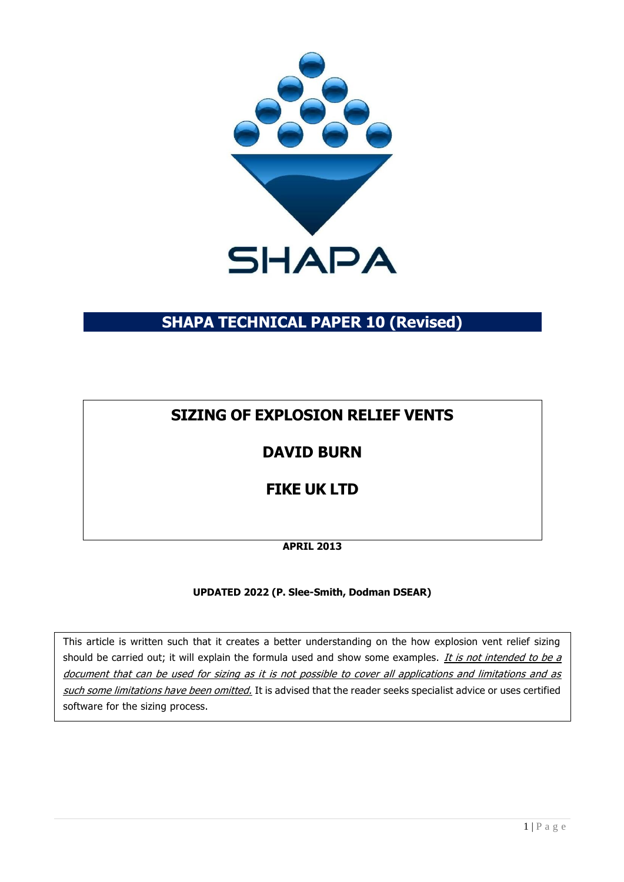SHAPA

# SHAPA TECHNICAL PAPER 10 (Revised)

## SIZING OF EXPLOSION RELIEF VENTS

## DAVID BURN

## FIKE UK LTD

**APRIL 2013**

**UPDATED 2022 (P. Slee-Smith, Dodman DSEAR)**

This article is written such that it creates a better understanding on the how explosion vent relief sizing should be carried out; it will explain the formula used and show some examples. *It is not intended to be a document that can be used for sizing as it is not possible to cover all applications and limitations and as such some limitations have been omitted.* It is advised that the reader seeks specialist advice or uses certified software for the sizing process.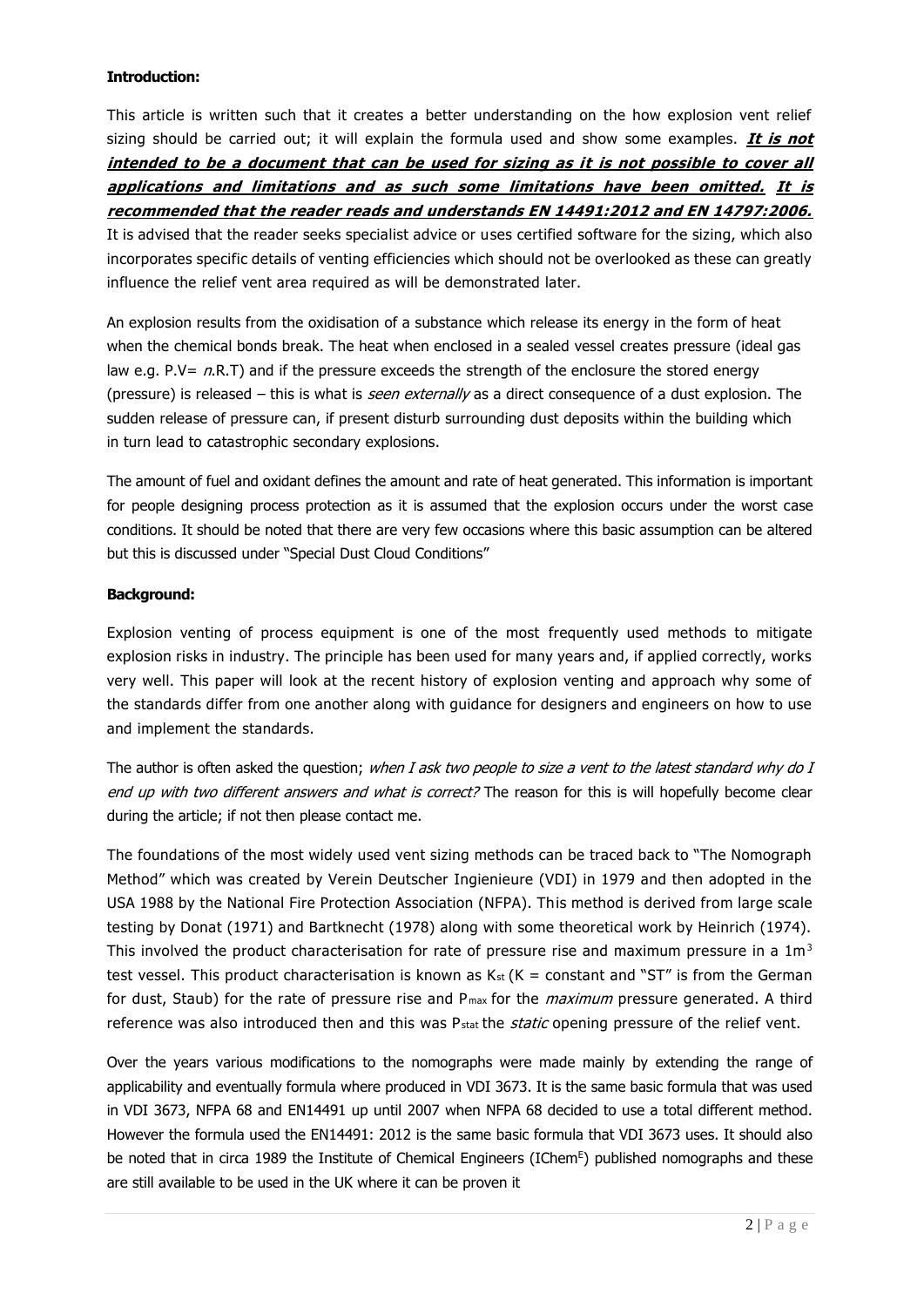**Introduction:**

This article is written such that it creates a better understanding on the how explosion vent relief sizing should be carried out; it will explain the formula used and show some examples. ***It is not intended to be a document that can be used for sizing as it is not possible to cover all applications and limitations and as such some limitations have been omitted.*** ***It is recommended that the reader reads and understands EN 14491:2012 and EN 14797:2006.*** It is advised that the reader seeks specialist advice or uses certified software for the sizing, which also incorporates specific details of venting efficiencies which should not be overlooked as these can greatly influence the relief vent area required as will be demonstrated later.

An explosion results from the oxidisation of a substance which release its energy in the form of heat when the chemical bonds break. The heat when enclosed in a sealed vessel creates pressure (ideal gas law e.g. P.V= *n*.R.T) and if the pressure exceeds the strength of the enclosure the stored energy (pressure) is released – this is what is *seen externally* as a direct consequence of a dust explosion. The sudden release of pressure can, if present disturb surrounding dust deposits within the building which in turn lead to catastrophic secondary explosions.

The amount of fuel and oxidant defines the amount and rate of heat generated. This information is important for people designing process protection as it is assumed that the explosion occurs under the worst case conditions. It should be noted that there are very few occasions where this basic assumption can be altered but this is discussed under "Special Dust Cloud Conditions"

**Background:**

Explosion venting of process equipment is one of the most frequently used methods to mitigate explosion risks in industry. The principle has been used for many years and, if applied correctly, works very well. This paper will look at the recent history of explosion venting and approach why some of the standards differ from one another along with guidance for designers and engineers on how to use and implement the standards.

The author is often asked the question; *when I ask two people to size a vent to the latest standard why do I end up with two different answers and what is correct?* The reason for this is will hopefully become clear during the article; if not then please contact me.

The foundations of the most widely used vent sizing methods can be traced back to "The Nomograph Method" which was created by Verein Deutscher Ingienieure (VDI) in 1979 and then adopted in the USA 1988 by the National Fire Protection Association (NFPA). This method is derived from large scale testing by Donat (1971) and Bartknecht (1978) along with some theoretical work by Heinrich (1974). This involved the product characterisation for rate of pressure rise and maximum pressure in a $1m^3$ test vessel. This product characterisation is known as $K_{st}$ (K = constant and "ST" is from the German for dust, Staub) for the rate of pressure rise and $P_{max}$ for the *maximum* pressure generated. A third reference was also introduced then and this was $P_{stat}$ the *static* opening pressure of the relief vent.

Over the years various modifications to the nomographs were made mainly by extending the range of applicability and eventually formula where produced in VDI 3673. It is the same basic formula that was used in VDI 3673, NFPA 68 and EN14491 up until 2007 when NFPA 68 decided to use a total different method. However the formula used the EN14491: 2012 is the same basic formula that VDI 3673 uses. It should also be noted that in circa 1989 the Institute of Chemical Engineers (IChem[E]) published nomographs and these are still available to be used in the UK where it can be proven it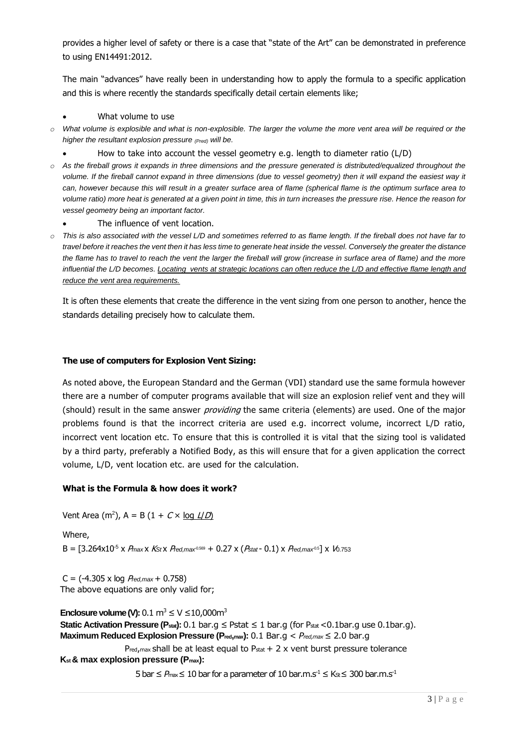provides a higher level of safety or there is a case that "state of the Art" can be demonstrated in preference to using EN14491:2012.

The main "advances" have really been in understanding how to apply the formula to a specific application and this is where recently the standards specifically detail certain elements like;

- What volume to use
  - *What volume is explosible and what is non-explosible. The larger the volume the more vent area will be required or the higher the resultant explosion pressure $_{(Pred)}$ will be.*
- How to take into account the vessel geometry e.g. length to diameter ratio (L/D)
  - *As the fireball grows it expands in three dimensions and the pressure generated is distributed/equalized throughout the volume. If the fireball cannot expand in three dimensions (due to vessel geometry) then it will expand the easiest way it can, however because this will result in a greater surface area of flame (spherical flame is the optimum surface area to volume ratio) more heat is generated at a given point in time, this in turn increases the pressure rise. Hence the reason for vessel geometry being an important factor.*
- The influence of vent location.
  - *This is also associated with the vessel L/D and sometimes referred to as flame length. If the fireball does not have far to travel before it reaches the vent then it has less time to generate heat inside the vessel. Conversely the greater the distance the flame has to travel to reach the vent the larger the fireball will grow (increase in surface area of flame) and the more influential the L/D becomes. <u>Locating vents at strategic locations can often reduce the L/D and effective flame length and reduce the vent area requirements.</u>*

It is often these elements that create the difference in the vent sizing from one person to another, hence the standards detailing precisely how to calculate them.

**The use of computers for Explosion Vent Sizing:**

As noted above, the European Standard and the German (VDI) standard use the same formula however there are a number of computer programs available that will size an explosion relief vent and they will (should) result in the same answer *providing* the same criteria (elements) are used. One of the major problems found is that the incorrect criteria are used e.g. incorrect volume, incorrect L/D ratio, incorrect vent location etc. To ensure that this is controlled it is vital that the sizing tool is validated by a third party, preferably a Notified Body, as this will ensure that for a given application the correct volume, L/D, vent location etc. are used for the calculation.

**What is the Formula & how does it work?**

Vent Area ($m^2$), $A = B\,(1 + C \times \log L/D)$

Where,

$$B = [3.264\times10^{-5} \times P_{max} \times K_{St} \times P_{red,max}^{-0.569} + 0.27 \times (P_{stat} - 0.1) \times P_{red,max}^{-0.5}] \times V^{0.753}$$

$$C = (-4.305 \times \log P_{red,max} + 0.758)$$

The above equations are only valid for;

**Enclosure volume (V):** $0.1\ m^3 \leq V \leq 10{,}000\ m^3$

**Static Activation Pressure ($P_{stat}$):** 0.1 bar.g ≤ Pstat ≤ 1 bar.g (for $P_{stat}$ <0.1bar.g use 0.1bar.g).

**Maximum Reduced Explosion Pressure ($P_{red,max}$):** 0.1 Bar.g < $P_{red,max}$ ≤ 2.0 bar.g

$P_{red,max}$ shall be at least equal to $P_{stat}$ + 2 x vent burst pressure tolerance

**$K_{st}$ & max explosion pressure ($P_{max}$):**

5 bar ≤ $P_{max}$ ≤ 10 bar for a parameter of 10 bar.m.s$^{-1}$ ≤ $K_{St}$ ≤ 300 bar.m.s$^{-1}$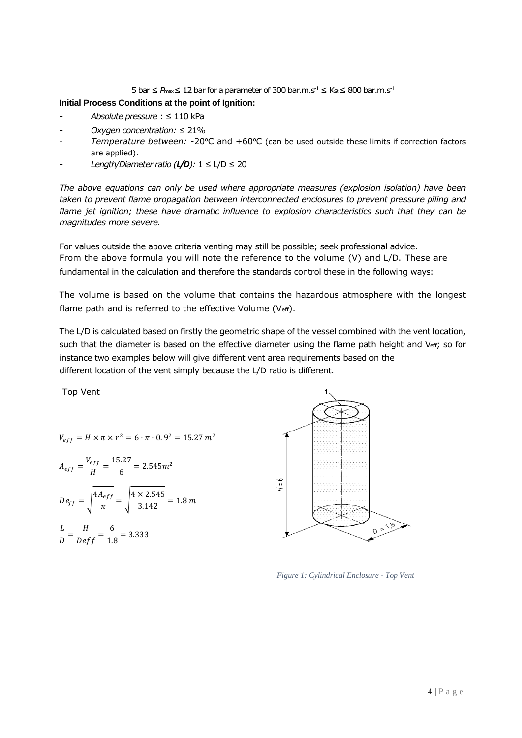5 bar ≤ $P_{max}$ ≤ 12 bar for a parameter of 300 bar.m.s$^{-1}$ ≤ $K_{St}$ ≤ 800 bar.m.s$^{-1}$

**Initial Process Conditions at the point of Ignition:**

- *Absolute pressure* : ≤ 110 kPa
- *Oxygen concentration:* ≤ 21%
- *Temperature between:* -20°C and +60°C (can be used outside these limits if correction factors are applied).
- *Length/Diameter ratio (**L/D**):* 1 ≤ L/D ≤ 20

*The above equations can only be used where appropriate measures (explosion isolation) have been taken to prevent flame propagation between interconnected enclosures to prevent pressure piling and flame jet ignition; these have dramatic influence to explosion characteristics such that they can be magnitudes more severe.*

For values outside the above criteria venting may still be possible; seek professional advice. From the above formula you will note the reference to the volume (V) and L/D. These are fundamental in the calculation and therefore the standards control these in the following ways:

The volume is based on the volume that contains the hazardous atmosphere with the longest flame path and is referred to the effective Volume ($V_{eff}$).

The L/D is calculated based on firstly the geometric shape of the vessel combined with the vent location, such that the diameter is based on the effective diameter using the flame path height and $V_{eff}$; so for instance two examples below will give different vent area requirements based on the different location of the vent simply because the L/D ratio is different.

Top Vent

$$V_{eff} = H \times \pi \times r^2 = 6 \cdot \pi \cdot 0.9^2 = 15.27\ m^2$$

$$A_{eff} = \frac{V_{eff}}{H} = \frac{15.27}{6} = 2.545 m^2$$

$$De_{ff} = \sqrt{\frac{4A_{eff}}{\pi}} = \sqrt{\frac{4 \times 2.545}{3.142}} = 1.8\ m$$

$$\frac{L}{D} = \frac{H}{Deff} = \frac{6}{1.8} = 3.333$$

*Figure 1: Cylindrical Enclosure - Top Vent*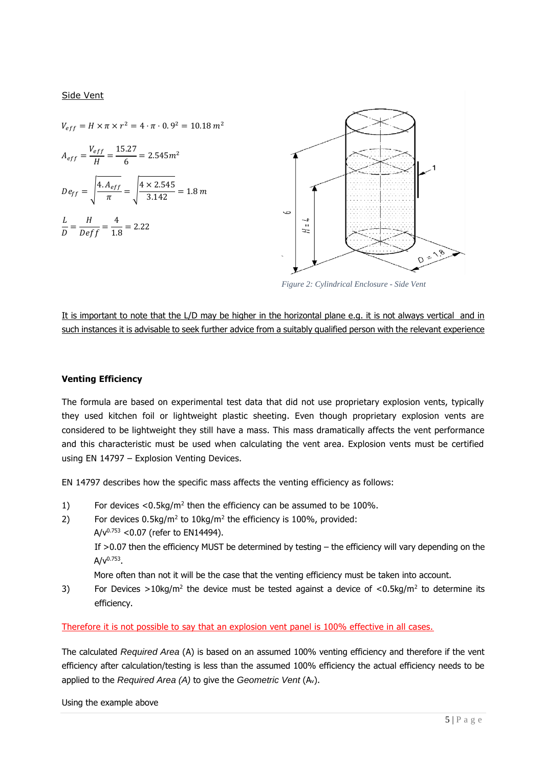<u>Side Vent</u>

$$V_{eff} = H \times \pi \times r^2 = 4 \cdot \pi \cdot 0.9^2 = 10.18\, m^2$$

$$A_{eff} = \frac{V_{eff}}{H} = \frac{15.27}{6} = 2.545 m^2$$

$$De_{ff} = \sqrt{\frac{4.A_{eff}}{\pi}} = \sqrt{\frac{4 \times 2.545}{3.142}} = 1.8\, m$$

$$\frac{L}{D} = \frac{H}{Deff} = \frac{4}{1.8} = 2.22$$

*Figure 2: Cylindrical Enclosure - Side Vent*

<u>It is important to note that the L/D may be higher in the horizontal plane e.g. it is not always vertical and in such instances it is advisable to seek further advice from a suitably qualified person with the relevant experience</u>

**Venting Efficiency**

The formula are based on experimental test data that did not use proprietary explosion vents, typically they used kitchen foil or lightweight plastic sheeting. Even though proprietary explosion vents are considered to be lightweight they still have a mass. This mass dramatically affects the vent performance and this characteristic must be used when calculating the vent area. Explosion vents must be certified using EN 14797 – Explosion Venting Devices.

EN 14797 describes how the specific mass affects the venting efficiency as follows:

1) For devices <0.5kg/m$^2$ then the efficiency can be assumed to be 100%.
2) For devices 0.5kg/m$^2$ to 10kg/m$^2$ the efficiency is 100%, provided:
   $A/V^{0.753}$ <0.07 (refer to EN14494).
   If >0.07 then the efficiency MUST be determined by testing – the efficiency will vary depending on the $A/V^{0.753}$.
   More often than not it will be the case that the venting efficiency must be taken into account.
3) For Devices >10kg/m$^2$ the device must be tested against a device of <0.5kg/m$^2$ to determine its efficiency.

<u>Therefore it is not possible to say that an explosion vent panel is 100% effective in all cases.</u>

The calculated *Required Area* (A) is based on an assumed 100% venting efficiency and therefore if the vent efficiency after calculation/testing is less than the assumed 100% efficiency the actual efficiency needs to be applied to the *Required Area (A)* to give the *Geometric Vent* ($A_v$).

Using the example above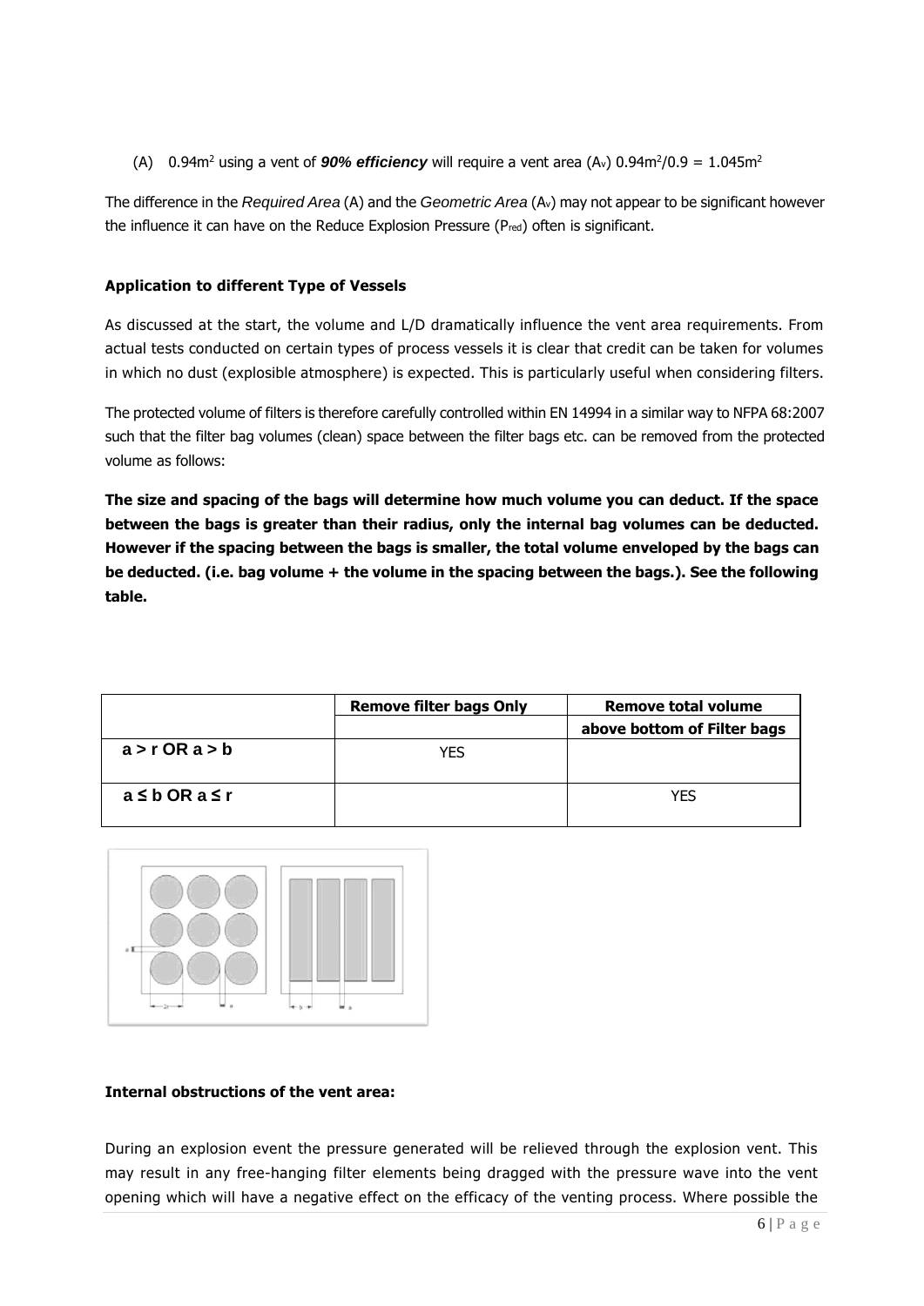(A) $0.94m^2$ using a vent of ***90% efficiency*** will require a vent area ($A_v$) $0.94m^2/0.9 = 1.045m^2$

The difference in the *Required Area* (A) and the *Geometric Area* ($A_v$) may not appear to be significant however the influence it can have on the Reduce Explosion Pressure ($P_{red}$) often is significant.

**Application to different Type of Vessels**

As discussed at the start, the volume and L/D dramatically influence the vent area requirements. From actual tests conducted on certain types of process vessels it is clear that credit can be taken for volumes in which no dust (explosible atmosphere) is expected. This is particularly useful when considering filters.

The protected volume of filters is therefore carefully controlled within EN 14994 in a similar way to NFPA 68:2007 such that the filter bag volumes (clean) space between the filter bags etc. can be removed from the protected volume as follows:

**The size and spacing of the bags will determine how much volume you can deduct. If the space between the bags is greater than their radius, only the internal bag volumes can be deducted. However if the spacing between the bags is smaller, the total volume enveloped by the bags can be deducted. (i.e. bag volume + the volume in the spacing between the bags.). See the following table.**

| | Remove filter bags Only | Remove total volume above bottom of Filter bags |
|---|---|---|
| a > r OR a > b | YES | |
| a ≤ b OR a ≤ r | | YES |

**Internal obstructions of the vent area:**

During an explosion event the pressure generated will be relieved through the explosion vent. This may result in any free-hanging filter elements being dragged with the pressure wave into the vent opening which will have a negative effect on the efficacy of the venting process. Where possible the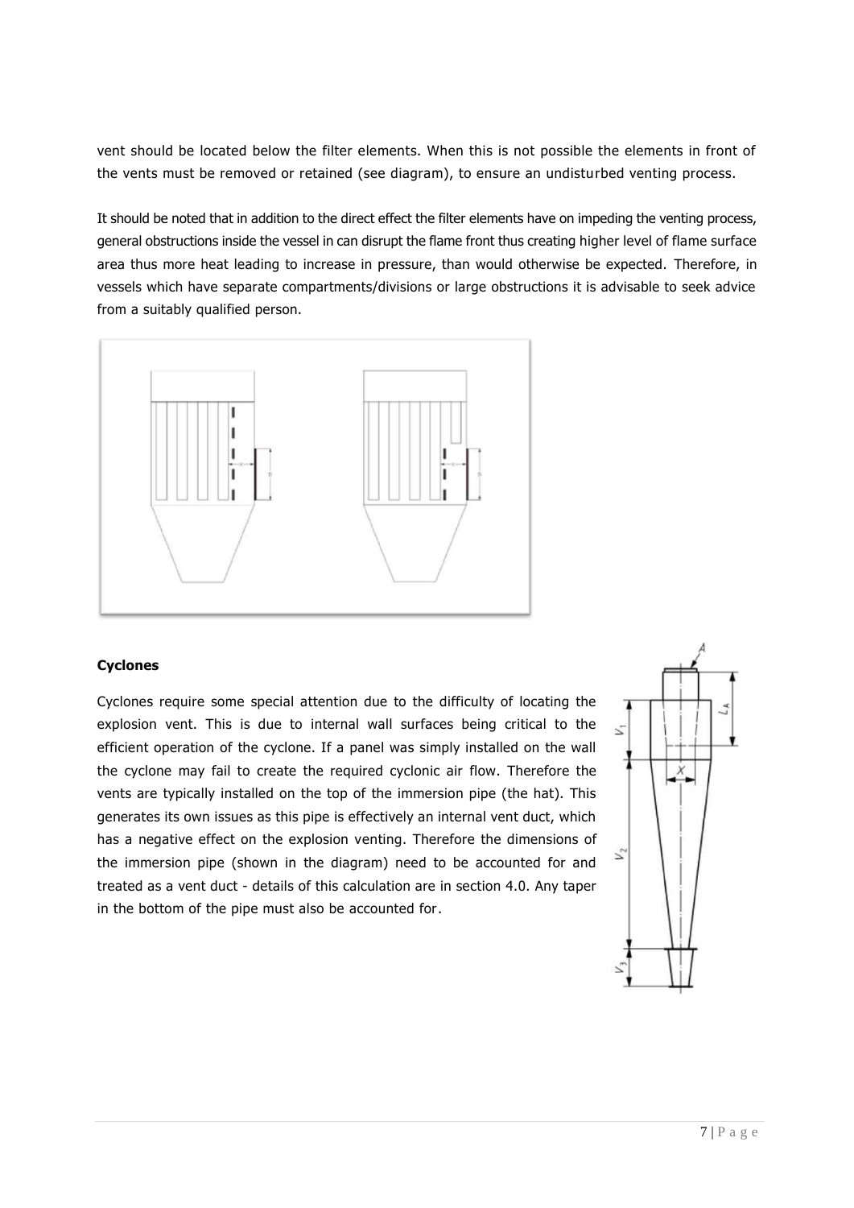vent should be located below the filter elements. When this is not possible the elements in front of the vents must be removed or retained (see diagram), to ensure an undisturbed venting process.

It should be noted that in addition to the direct effect the filter elements have on impeding the venting process, general obstructions inside the vessel in can disrupt the flame front thus creating higher level of flame surface area thus more heat leading to increase in pressure, than would otherwise be expected. Therefore, in vessels which have separate compartments/divisions or large obstructions it is advisable to seek advice from a suitably qualified person.

**Cyclones**

Cyclones require some special attention due to the difficulty of locating the explosion vent. This is due to internal wall surfaces being critical to the efficient operation of the cyclone. If a panel was simply installed on the wall the cyclone may fail to create the required cyclonic air flow. Therefore the vents are typically installed on the top of the immersion pipe (the hat). This generates its own issues as this pipe is effectively an internal vent duct, which has a negative effect on the explosion venting. Therefore the dimensions of the immersion pipe (shown in the diagram) need to be accounted for and treated as a vent duct - details of this calculation are in section 4.0. Any taper in the bottom of the pipe must also be accounted for.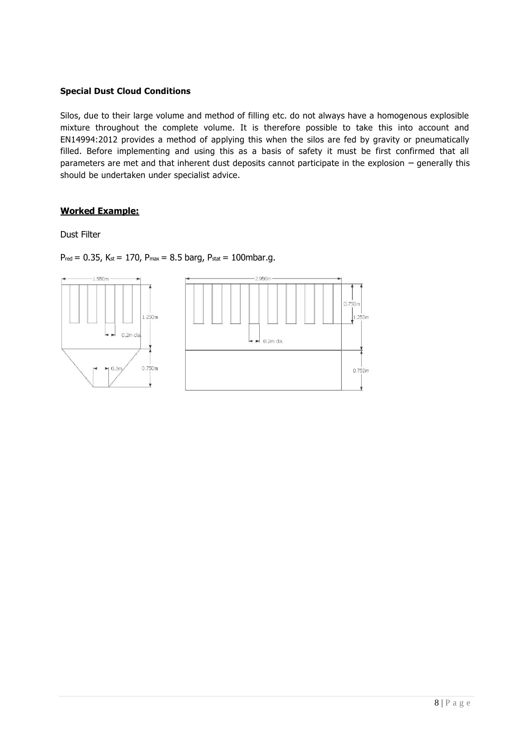**Special Dust Cloud Conditions**

Silos, due to their large volume and method of filling etc. do not always have a homogenous explosible mixture throughout the complete volume. It is therefore possible to take this into account and EN14994:2012 provides a method of applying this when the silos are fed by gravity or pneumatically filled. Before implementing and using this as a basis of safety it must be first confirmed that all parameters are met and that inherent dust deposits cannot participate in the explosion – generally this should be undertaken under specialist advice.

**Worked Example:**

Dust Filter

$P_{red}$ = 0.35, $K_{st}$ = 170, $P_{max}$ = 8.5 barg, $P_{stat}$ = 100mbar.g.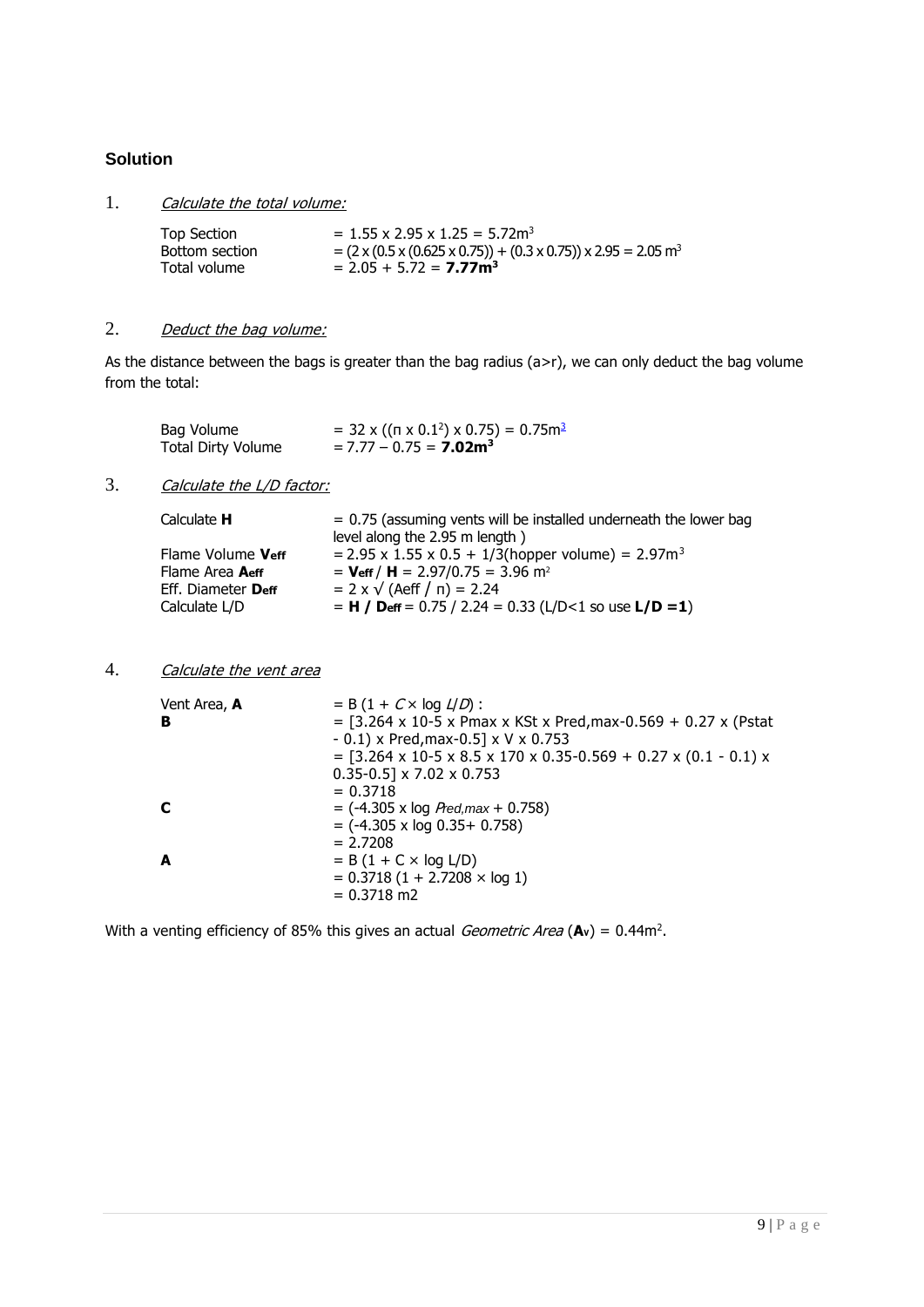## Solution

1. *Calculate the total volume:*

| | |
|---|---|
| Top Section | $= 1.55 \times 2.95 \times 1.25 = 5.72m^3$ |
| Bottom section | $= (2 \times (0.5 \times (0.625 \times 0.75)) + (0.3 \times 0.75)) \times 2.95 = 2.05\ m^3$ |
| Total volume | $= 2.05 + 5.72 =$ **$7.77m^3$** |

2. *Deduct the bag volume:*

As the distance between the bags is greater than the bag radius (a>r), we can only deduct the bag volume from the total:

| | |
|---|---|
| Bag Volume | $= 32 \times ((\pi \times 0.1^2) \times 0.75) = 0.75m^3$ |
| Total Dirty Volume | $= 7.77 - 0.75 =$ **$7.02m^3$** |

3. *Calculate the L/D factor:*

| | |
|---|---|
| Calculate **H** | = 0.75 (assuming vents will be installed underneath the lower bag level along the 2.95 m length ) |
| Flame Volume **$V_{eff}$** | $= 2.95 \times 1.55 \times 0.5 + 1/3(\text{hopper volume}) = 2.97m^3$ |
| Flame Area **$A_{eff}$** | $= V_{eff} / H = 2.97/0.75 = 3.96\ m^2$ |
| Eff. Diameter **$D_{eff}$** | $= 2 \times \sqrt{(A_{eff} / \pi)} = 2.24$ |
| Calculate L/D | $= H / D_{eff} = 0.75 / 2.24 = 0.33$ (L/D<1 so use **L/D =1**) |

4. *Calculate the vent area*

| | |
|---|---|
| Vent Area, **A** | $= B (1 + C \times \log L/D)$ : |
| **B** | $= [3.264 \times 10^{-5} \times P_{max} \times K_{St} \times P_{red,max}^{-0.569} + 0.27 \times (P_{stat} - 0.1) \times P_{red,max}^{-0.5}] \times V \times 0.753$ |
| | $= [3.264 \times 10^{-5} \times 8.5 \times 170 \times 0.35^{-0.569} + 0.27 \times (0.1 - 0.1) \times 0.35^{-0.5}] \times 7.02 \times 0.753$ |
| | $= 0.3718$ |
| **C** | $= (-4.305 \times \log P_{red,max} + 0.758)$ |
| | $= (-4.305 \times \log 0.35 + 0.758)$ |
| | $= 2.7208$ |
| **A** | $= B (1 + C \times \log L/D)$ |
| | $= 0.3718 (1 + 2.7208 \times \log 1)$ |
| | $= 0.3718\ m^2$ |

With a venting efficiency of 85% this gives an actual *Geometric Area* ($A_v$) = $0.44m^2$.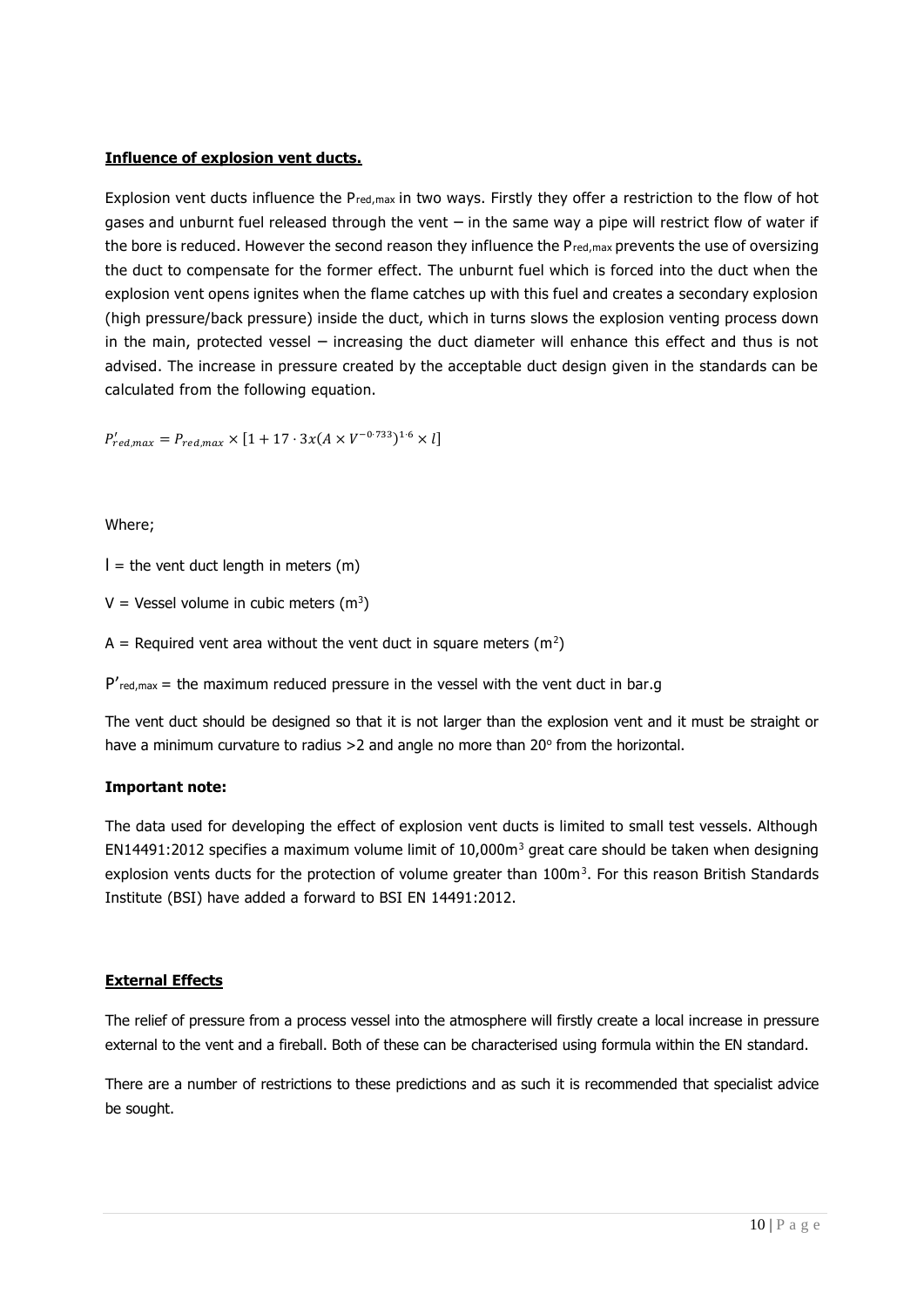**Influence of explosion vent ducts.**

Explosion vent ducts influence the $P_{red,max}$ in two ways. Firstly they offer a restriction to the flow of hot gases and unburnt fuel released through the vent – in the same way a pipe will restrict flow of water if the bore is reduced. However the second reason they influence the $P_{red,max}$ prevents the use of oversizing the duct to compensate for the former effect. The unburnt fuel which is forced into the duct when the explosion vent opens ignites when the flame catches up with this fuel and creates a secondary explosion (high pressure/back pressure) inside the duct, which in turns slows the explosion venting process down in the main, protected vessel – increasing the duct diameter will enhance this effect and thus is not advised. The increase in pressure created by the acceptable duct design given in the standards can be calculated from the following equation.

$$P'_{red,max} = P_{red,max} \times [1 + 17 \cdot 3x(A \times V^{-0 \cdot 733})^{1 \cdot 6} \times l]$$

Where;

l = the vent duct length in meters (m)

V = Vessel volume in cubic meters ($m^3$)

A = Required vent area without the vent duct in square meters ($m^2$)

$P'_{red,max}$ = the maximum reduced pressure in the vessel with the vent duct in bar.g

The vent duct should be designed so that it is not larger than the explosion vent and it must be straight or have a minimum curvature to radius >2 and angle no more than 20° from the horizontal.

**Important note:**

The data used for developing the effect of explosion vent ducts is limited to small test vessels. Although EN14491:2012 specifies a maximum volume limit of 10,000$m^3$ great care should be taken when designing explosion vents ducts for the protection of volume greater than 100$m^3$. For this reason British Standards Institute (BSI) have added a forward to BSI EN 14491:2012.

**External Effects**

The relief of pressure from a process vessel into the atmosphere will firstly create a local increase in pressure external to the vent and a fireball. Both of these can be characterised using formula within the EN standard.

There are a number of restrictions to these predictions and as such it is recommended that specialist advice be sought.